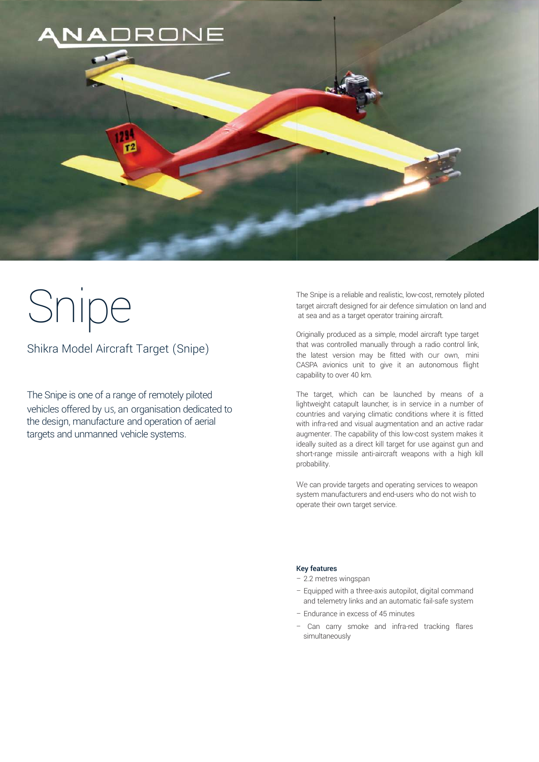ANADRONE

# Snipe

## Shikra Model Aircraft Target (Snipe)

The Snipe is one of a range of remotely piloted vehicles offered by us, an organisation dedicated to the design, manufacture and operation of aerial targets and unmanned vehicle systems.

The Snipe is a reliable and realistic, low-cost, remotely piloted target aircraft designed for air defence simulation on land and at sea and as a target operator training aircraft.

Originally produced as a simple, model aircraft type target that was controlled manually through a radio control link, the latest version may be fitted with our own, mini CASPA avionics unit to give it an autonomous flight capability to over 40 km.

The target, which can be launched by means of a lightweight catapult launcher, is in service in a number of countries and varying climatic conditions where it is fitted with infra-red and visual augmentation and an active radar augmenter. The capability of this low-cost system makes it ideally suited as a direct kill target for use against gun and short-range missile anti-aircraft weapons with a high kill probability.

We can provide targets and operating services to weapon system manufacturers and end-users who do not wish to operate their own target service.

**Key features**

- 2.2 metres wingspan
- Equipped with a three-axis autopilot, digital command and telemetry links and an automatic fail-safe system
- Endurance in excess of 45 minutes
- Can carry smoke and infra-red tracking flares simultaneously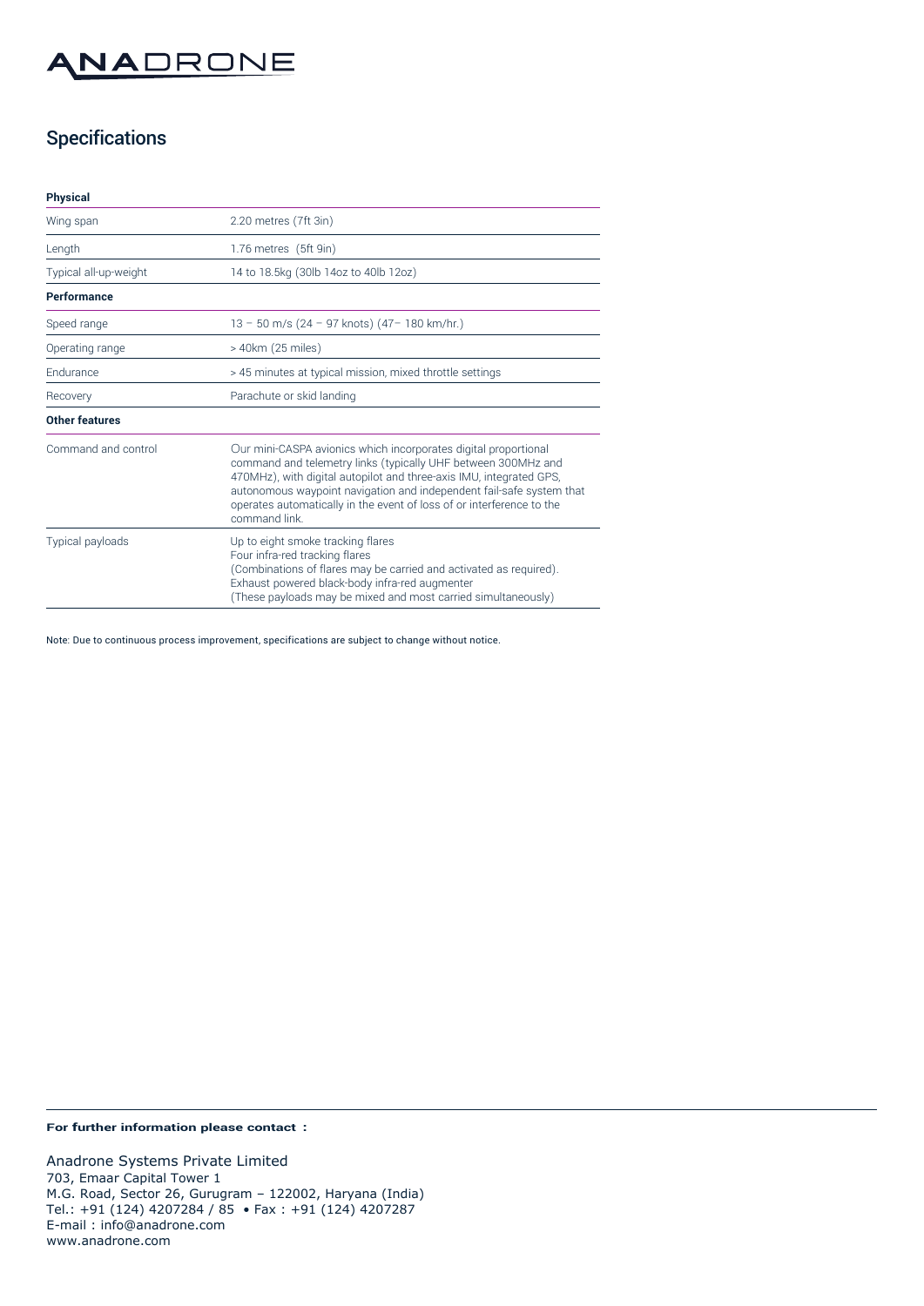# ANADRONE

## Specifications

| | |
|---|---|
| **Physical** | |
| Wing span | 2.20 metres (7ft 3in) |
| Length | 1.76 metres (5ft 9in) |
| Typical all-up-weight | 14 to 18.5kg (30lb 14oz to 40lb 12oz) |
| **Performance** | |
| Speed range | 13 – 50 m/s (24 – 97 knots) (47– 180 km/hr.) |
| Operating range | > 40km (25 miles) |
| Endurance | > 45 minutes at typical mission, mixed throttle settings |
| Recovery | Parachute or skid landing |
| **Other features** | |
| Command and control | Our mini-CASPA avionics which incorporates digital proportional command and telemetry links (typically UHF between 300MHz and 470MHz), with digital autopilot and three-axis IMU, integrated GPS, autonomous waypoint navigation and independent fail-safe system that operates automatically in the event of loss of or interference to the command link. |
| Typical payloads | Up to eight smoke tracking flares<br>Four infra-red tracking flares<br>(Combinations of flares may be carried and activated as required).<br>Exhaust powered black-body infra-red augmenter<br>(These payloads may be mixed and most carried simultaneously) |

Note: Due to continuous process improvement, specifications are subject to change without notice.

**For further information please contact :**

Anadrone Systems Private Limited
703, Emaar Capital Tower 1
M.G. Road, Sector 26, Gurugram – 122002, Haryana (India)
Tel.: +91 (124) 4207284 / 85 • Fax : +91 (124) 4207287
E-mail : info@anadrone.com
www.anadrone.com